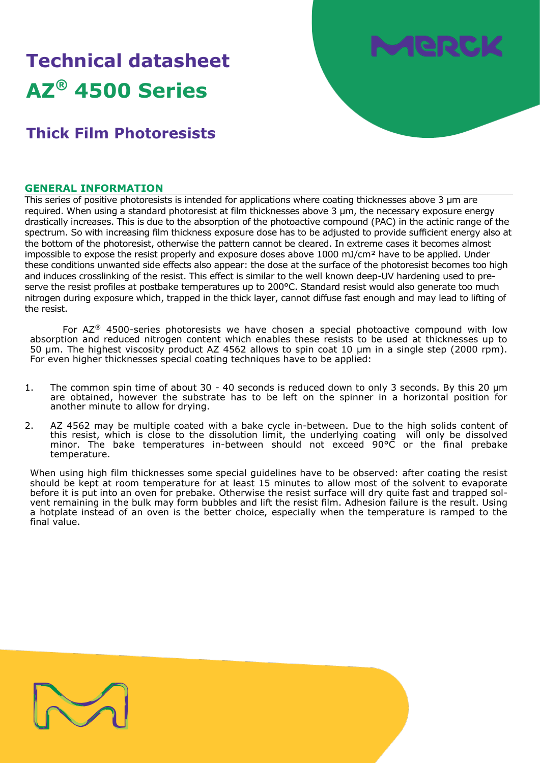# Technical datasheet

# AZ® 4500 Series

## Thick Film Photoresists

### GENERAL INFORMATION

This series of positive photoresists is intended for applications where coating thicknesses above 3 µm are required. When using a standard photoresist at film thicknesses above 3 µm, the necessary exposure energy drastically increases. This is due to the absorption of the photoactive compound (PAC) in the actinic range of the spectrum. So with increasing film thickness exposure dose has to be adjusted to provide sufficient energy also at the bottom of the photoresist, otherwise the pattern cannot be cleared. In extreme cases it becomes almost impossible to expose the resist properly and exposure doses above 1000 mJ/cm² have to be applied. Under these conditions unwanted side effects also appear: the dose at the surface of the photoresist becomes too high and induces crosslinking of the resist. This effect is similar to the well known deep-UV hardening used to preserve the resist profiles at postbake temperatures up to 200°C. Standard resist would also generate too much nitrogen during exposure which, trapped in the thick layer, cannot diffuse fast enough and may lead to lifting of the resist.

For AZ® 4500-series photoresists we have chosen a special photoactive compound with low absorption and reduced nitrogen content which enables these resists to be used at thicknesses up to 50 µm. The highest viscosity product AZ 4562 allows to spin coat 10 µm in a single step (2000 rpm). For even higher thicknesses special coating techniques have to be applied:

1. The common spin time of about 30 - 40 seconds is reduced down to only 3 seconds. By this 20 µm are obtained, however the substrate has to be left on the spinner in a horizontal position for another minute to allow for drying.
2. AZ 4562 may be multiple coated with a bake cycle in-between. Due to the high solids content of this resist, which is close to the dissolution limit, the underlying coating will only be dissolved minor. The bake temperatures in-between should not exceed 90°C or the final prebake temperature.

When using high film thicknesses some special guidelines have to be observed: after coating the resist should be kept at room temperature for at least 15 minutes to allow most of the solvent to evaporate before it is put into an oven for prebake. Otherwise the resist surface will dry quite fast and trapped solvent remaining in the bulk may form bubbles and lift the resist film. Adhesion failure is the result. Using a hotplate instead of an oven is the better choice, especially when the temperature is ramped to the final value.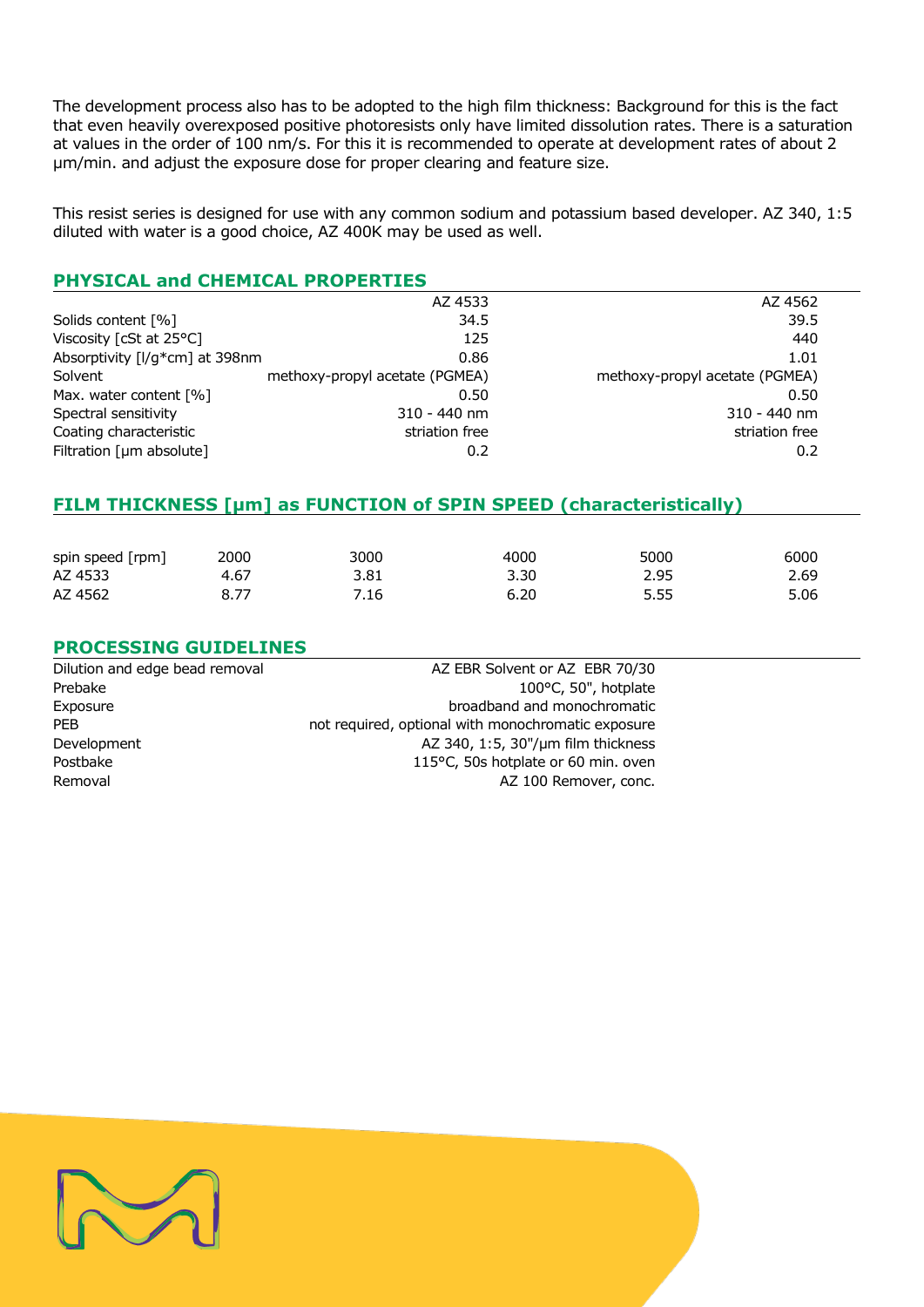The development process also has to be adopted to the high film thickness: Background for this is the fact that even heavily overexposed positive photoresists only have limited dissolution rates. There is a saturation at values in the order of 100 nm/s. For this it is recommended to operate at development rates of about 2 µm/min. and adjust the exposure dose for proper clearing and feature size.

This resist series is designed for use with any common sodium and potassium based developer. AZ 340, 1:5 diluted with water is a good choice, AZ 400K may be used as well.

## PHYSICAL and CHEMICAL PROPERTIES

| | AZ 4533 | AZ 4562 |
|---|---|---|
| Solids content [%] | 34.5 | 39.5 |
| Viscosity [cSt at 25°C] | 125 | 440 |
| Absorptivity [l/g*cm] at 398nm | 0.86 | 1.01 |
| Solvent | methoxy-propyl acetate (PGMEA) | methoxy-propyl acetate (PGMEA) |
| Max. water content [%] | 0.50 | 0.50 |
| Spectral sensitivity | 310 - 440 nm | 310 - 440 nm |
| Coating characteristic | striation free | striation free |
| Filtration [µm absolute] | 0.2 | 0.2 |

## FILM THICKNESS [µm] as FUNCTION of SPIN SPEED (characteristically)

| spin speed [rpm] | 2000 | 3000 | 4000 | 5000 | 6000 |
|---|---|---|---|---|---|
| AZ 4533 | 4.67 | 3.81 | 3.30 | 2.95 | 2.69 |
| AZ 4562 | 8.77 | 7.16 | 6.20 | 5.55 | 5.06 |

## PROCESSING GUIDELINES

| | |
|---|---|
| Dilution and edge bead removal | AZ EBR Solvent or AZ EBR 70/30 |
| Prebake | 100°C, 50", hotplate |
| Exposure | broadband and monochromatic |
| PEB | not required, optional with monochromatic exposure |
| Development | AZ 340, 1:5, 30"/µm film thickness |
| Postbake | 115°C, 50s hotplate or 60 min. oven |
| Removal | AZ 100 Remover, conc. |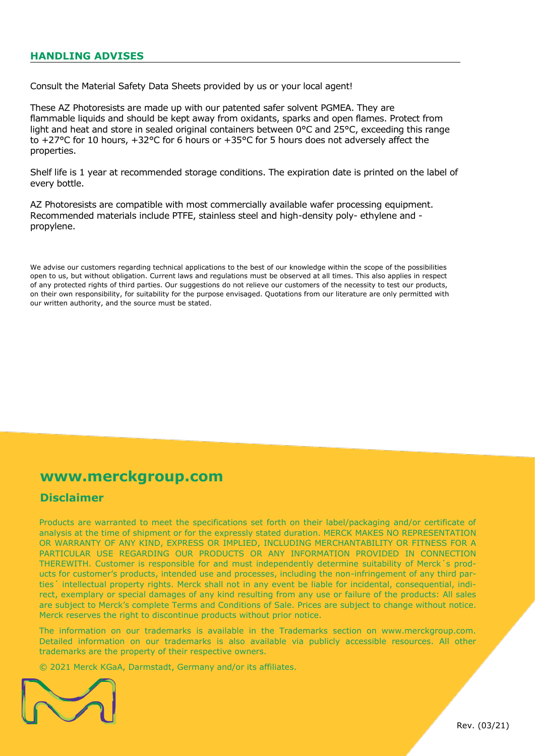## HANDLING ADVISES

Consult the Material Safety Data Sheets provided by us or your local agent!

These AZ Photoresists are made up with our patented safer solvent PGMEA. They are flammable liquids and should be kept away from oxidants, sparks and open flames. Protect from light and heat and store in sealed original containers between 0°C and 25°C, exceeding this range to +27°C for 10 hours, +32°C for 6 hours or +35°C for 5 hours does not adversely affect the properties.

Shelf life is 1 year at recommended storage conditions. The expiration date is printed on the label of every bottle.

AZ Photoresists are compatible with most commercially available wafer processing equipment. Recommended materials include PTFE, stainless steel and high-density poly- ethylene and -propylene.

We advise our customers regarding technical applications to the best of our knowledge within the scope of the possibilities open to us, but without obligation. Current laws and regulations must be observed at all times. This also applies in respect of any protected rights of third parties. Our suggestions do not relieve our customers of the necessity to test our products, on their own responsibility, for suitability for the purpose envisaged. Quotations from our literature are only permitted with our written authority, and the source must be stated.

## www.merckgroup.com

### Disclaimer

Products are warranted to meet the specifications set forth on their label/packaging and/or certificate of analysis at the time of shipment or for the expressly stated duration. MERCK MAKES NO REPRESENTATION OR WARRANTY OF ANY KIND, EXPRESS OR IMPLIED, INCLUDING MERCHANTABILITY OR FITNESS FOR A PARTICULAR USE REGARDING OUR PRODUCTS OR ANY INFORMATION PROVIDED IN CONNECTION THEREWITH. Customer is responsible for and must independently determine suitability of Merck´s products for customer's products, intended use and processes, including the non-infringement of any third parties´ intellectual property rights. Merck shall not in any event be liable for incidental, consequential, indirect, exemplary or special damages of any kind resulting from any use or failure of the products: All sales are subject to Merck's complete Terms and Conditions of Sale. Prices are subject to change without notice. Merck reserves the right to discontinue products without prior notice.

The information on our trademarks is available in the Trademarks section on www.merckgroup.com. Detailed information on our trademarks is also available via publicly accessible resources. All other trademarks are the property of their respective owners.

© 2021 Merck KGaA, Darmstadt, Germany and/or its affiliates.

Rev. (03/21)